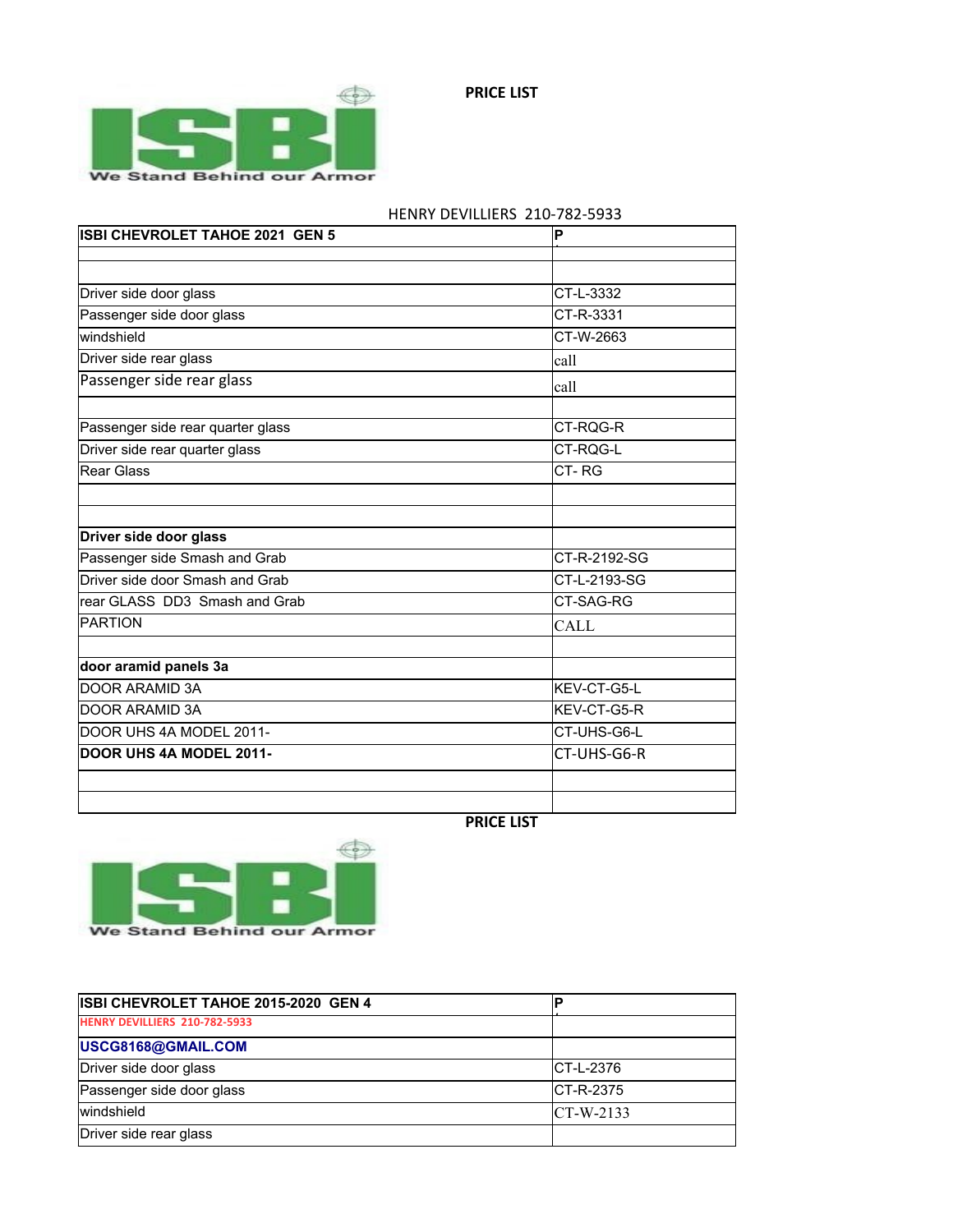**PRICE LIST**

ISBI

We Stand Behind our Armor

HENRY DEVILLIERS 210-782-5933

| **ISBI CHEVROLET TAHOE 2021 GEN 5** | **P** |
|---|---|
| | |
| | |
| Driver side door glass | CT-L-3332 |
| Passenger side door glass | CT-R-3331 |
| windshield | CT-W-2663 |
| Driver side rear glass | call |
| Passenger side rear glass | call |
| | |
| Passenger side rear quarter glass | CT-RQG-R |
| Driver side rear quarter glass | CT-RQG-L |
| Rear Glass | CT- RG |
| | |
| | |
| **Driver side door glass** | |
| Passenger side Smash and Grab | CT-R-2192-SG |
| Driver side door Smash and Grab | CT-L-2193-SG |
| rear GLASS DD3 Smash and Grab | CT-SAG-RG |
| PARTION | CALL |
| | |
| **door aramid panels 3a** | |
| DOOR ARAMID 3A | KEV-CT-G5-L |
| DOOR ARAMID 3A | KEV-CT-G5-R |
| DOOR UHS 4A MODEL 2011- | CT-UHS-G6-L |
| **DOOR UHS 4A MODEL 2011-** | CT-UHS-G6-R |
| | |
| | |

**PRICE LIST**

ISBI

We Stand Behind our Armor

| **ISBI CHEVROLET TAHOE 2015-2020 GEN 4** | **P** |
|---|---|
| **HENRY DEVILLIERS 210-782-5933** | |
| **USCG8168@GMAIL.COM** | |
| Driver side door glass | CT-L-2376 |
| Passenger side door glass | CT-R-2375 |
| windshield | CT-W-2133 |
| Driver side rear glass | |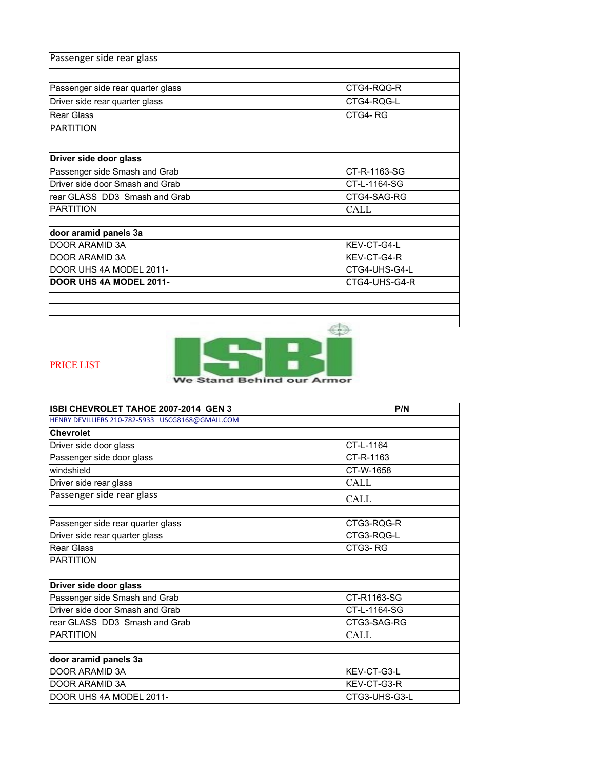| | |
|---|---|
| Passenger side rear glass | |
| | |
| Passenger side rear quarter glass | CTG4-RQG-R |
| Driver side rear quarter glass | CTG4-RQG-L |
| Rear Glass | CTG4- RG |
| PARTITION | |
| | |
| **Driver side door glass** | |
| Passenger side Smash and Grab | CT-R-1163-SG |
| Driver side door Smash and Grab | CT-L-1164-SG |
| rear GLASS DD3 Smash and Grab | CTG4-SAG-RG |
| PARTITION | CALL |
| | |
| **door aramid panels 3a** | |
| DOOR ARAMID 3A | KEV-CT-G4-L |
| DOOR ARAMID 3A | KEV-CT-G4-R |
| DOOR UHS 4A MODEL 2011- | CTG4-UHS-G4-L |
| **DOOR UHS 4A MODEL 2011-** | CTG4-UHS-G4-R |
| | |
| | |

PRICE LIST

ISBI
We Stand Behind our Armor

| ISBI CHEVROLET TAHOE 2007-2014 GEN 3 | P/N |
|---|---|
| HENRY DEVILLIERS 210-782-5933 USCG8168@GMAIL.COM | |
| **Chevrolet** | |
| Driver side door glass | CT-L-1164 |
| Passenger side door glass | CT-R-1163 |
| windshield | CT-W-1658 |
| Driver side rear glass | CALL |
| Passenger side rear glass | CALL |
| | |
| Passenger side rear quarter glass | CTG3-RQG-R |
| Driver side rear quarter glass | CTG3-RQG-L |
| Rear Glass | CTG3- RG |
| PARTITION | |
| | |
| **Driver side door glass** | |
| Passenger side Smash and Grab | CT-R1163-SG |
| Driver side door Smash and Grab | CT-L-1164-SG |
| rear GLASS DD3 Smash and Grab | CTG3-SAG-RG |
| PARTITION | CALL |
| | |
| **door aramid panels 3a** | |
| DOOR ARAMID 3A | KEV-CT-G3-L |
| DOOR ARAMID 3A | KEV-CT-G3-R |
| DOOR UHS 4A MODEL 2011- | CTG3-UHS-G3-L |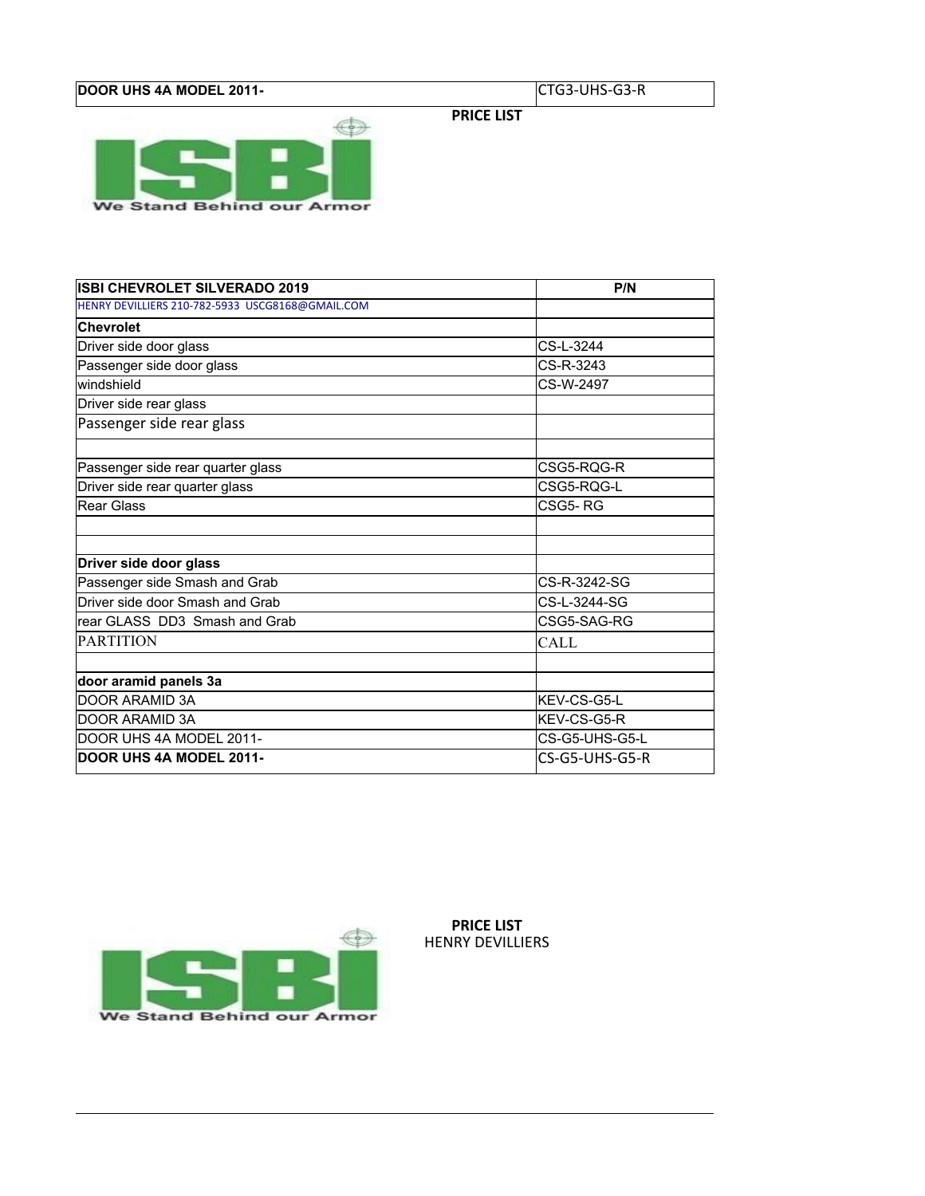| DOOR UHS 4A MODEL 2011- | CTG3-UHS-G3-R |
| --- | --- |

**PRICE LIST**

| ISBI CHEVROLET SILVERADO 2019 | P/N |
| --- | --- |
| HENRY DEVILLIERS 210-782-5933 USCG8168@GMAIL.COM | |
| **Chevrolet** | |
| Driver side door glass | CS-L-3244 |
| Passenger side door glass | CS-R-3243 |
| windshield | CS-W-2497 |
| Driver side rear glass | |
| Passenger side rear glass | |
| | |
| Passenger side rear quarter glass | CSG5-RQG-R |
| Driver side rear quarter glass | CSG5-RQG-L |
| Rear Glass | CSG5- RG |
| | |
| | |
| **Driver side door glass** | |
| Passenger side Smash and Grab | CS-R-3242-SG |
| Driver side door Smash and Grab | CS-L-3244-SG |
| rear GLASS DD3 Smash and Grab | CSG5-SAG-RG |
| PARTITION | CALL |
| | |
| **door aramid panels 3a** | |
| DOOR ARAMID 3A | KEV-CS-G5-L |
| DOOR ARAMID 3A | KEV-CS-G5-R |
| DOOR UHS 4A MODEL 2011- | CS-G5-UHS-G5-L |
| **DOOR UHS 4A MODEL 2011-** | CS-G5-UHS-G5-R |

**PRICE LIST**
HENRY DEVILLIERS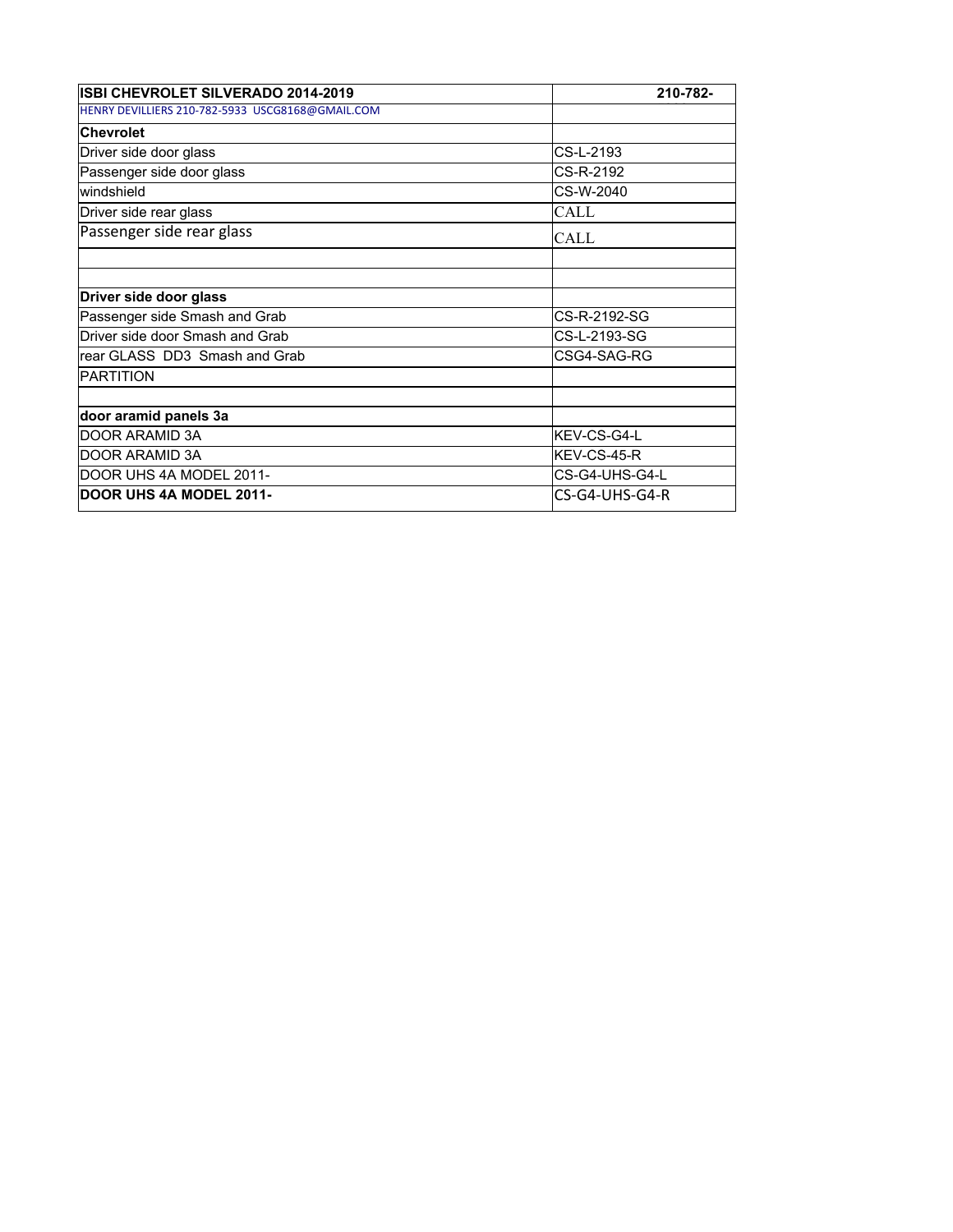| **ISBI CHEVROLET SILVERADO 2014-2019** | **210-782-** |
|---|---|
| HENRY DEVILLIERS 210-782-5933 USCG8168@GMAIL.COM | |
| **Chevrolet** | |
| Driver side door glass | CS-L-2193 |
| Passenger side door glass | CS-R-2192 |
| windshield | CS-W-2040 |
| Driver side rear glass | CALL |
| Passenger side rear glass | CALL |
| | |
| | |
| **Driver side door glass** | |
| Passenger side Smash and Grab | CS-R-2192-SG |
| Driver side door Smash and Grab | CS-L-2193-SG |
| rear GLASS DD3 Smash and Grab | CSG4-SAG-RG |
| PARTITION | |
| | |
| **door aramid panels 3a** | |
| DOOR ARAMID 3A | KEV-CS-G4-L |
| DOOR ARAMID 3A | KEV-CS-45-R |
| DOOR UHS 4A MODEL 2011- | CS-G4-UHS-G4-L |
| **DOOR UHS 4A MODEL 2011-** | CS-G4-UHS-G4-R |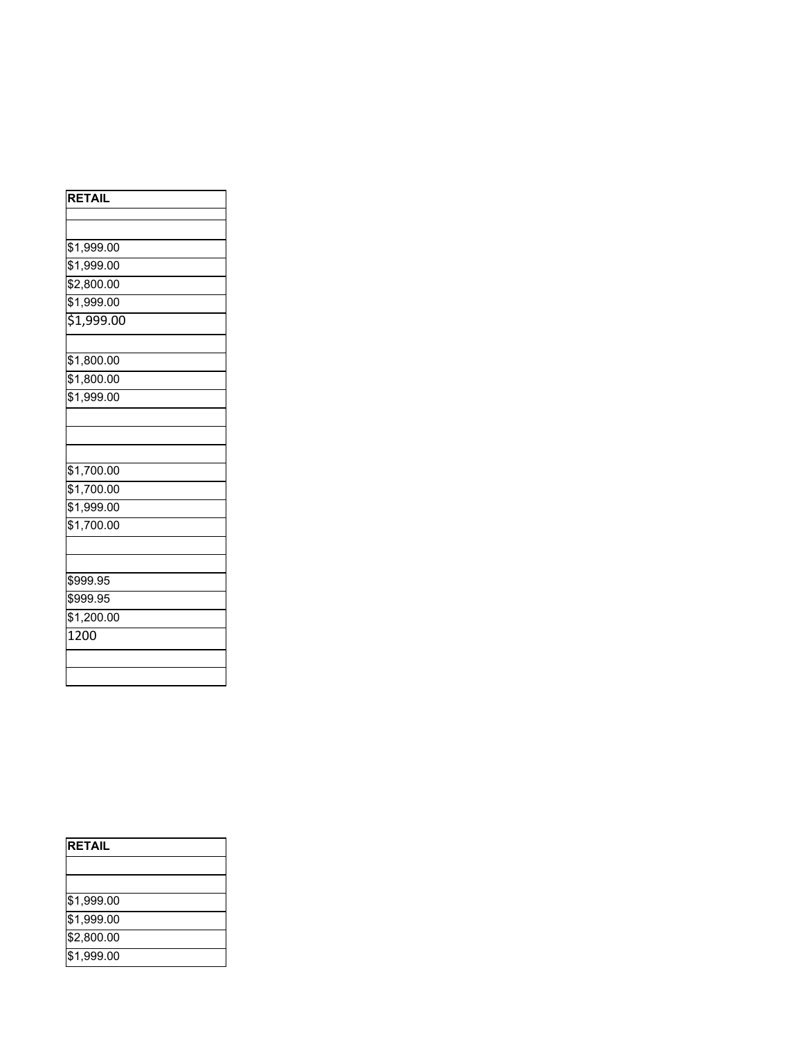| RETAIL |
|---|
| |
| |
| $1,999.00 |
| $1,999.00 |
| $2,800.00 |
| $1,999.00 |
| $1,999.00 |
| |
| $1,800.00 |
| $1,800.00 |
| $1,999.00 |
| |
| |
| |
| $1,700.00 |
| $1,700.00 |
| $1,999.00 |
| $1,700.00 |
| |
| |
| $999.95 |
| $999.95 |
| $1,200.00 |
| 1200 |
| |
| |

| RETAIL |
|---|
| |
| |
| $1,999.00 |
| $1,999.00 |
| $2,800.00 |
| $1,999.00 |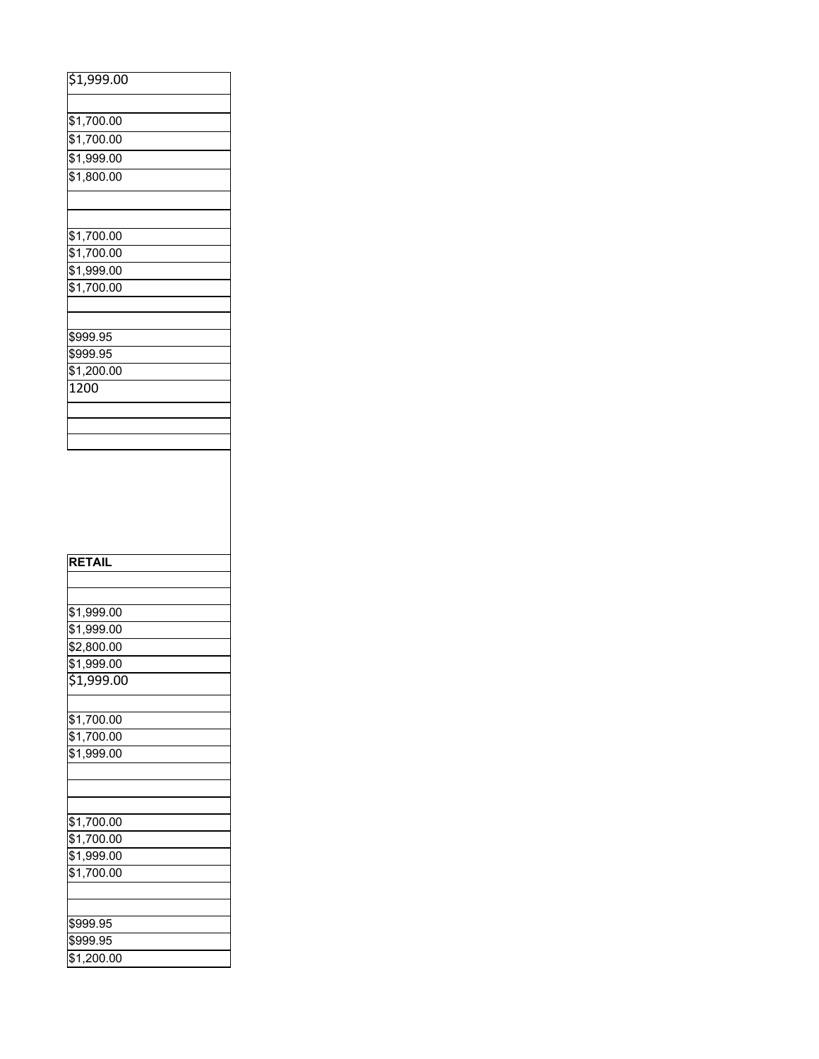| $1,999.00 |
| --- |
| |
| $1,700.00 |
| $1,700.00 |
| $1,999.00 |
| $1,800.00 |
| |
| |
| $1,700.00 |
| $1,700.00 |
| $1,999.00 |
| $1,700.00 |
| |
| |
| $999.95 |
| $999.95 |
| $1,200.00 |
| 1200 |
| |
| |
| |

| **RETAIL** |
| --- |
| |
| |
| $1,999.00 |
| $1,999.00 |
| $2,800.00 |
| $1,999.00 |
| $1,999.00 |
| |
| $1,700.00 |
| $1,700.00 |
| $1,999.00 |
| |
| |
| |
| $1,700.00 |
| $1,700.00 |
| $1,999.00 |
| $1,700.00 |
| |
| |
| $999.95 |
| $999.95 |
| $1,200.00 |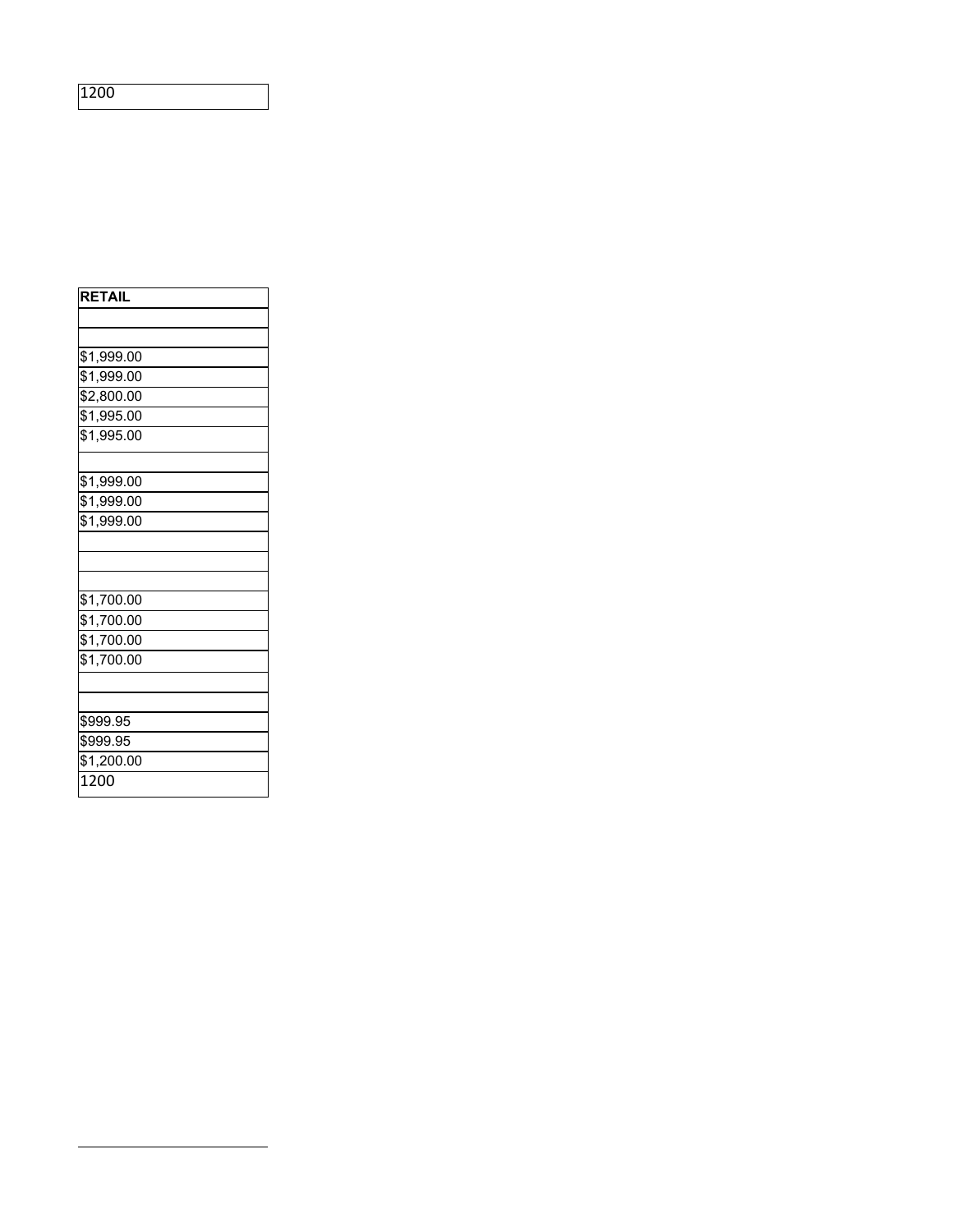| 1200 |
|---|

| RETAIL |
|---|
| |
| |
| $1,999.00 |
| $1,999.00 |
| $2,800.00 |
| $1,995.00 |
| $1,995.00 |
| |
| $1,999.00 |
| $1,999.00 |
| $1,999.00 |
| |
| |
| |
| $1,700.00 |
| $1,700.00 |
| $1,700.00 |
| $1,700.00 |
| |
| |
| $999.95 |
| $999.95 |
| $1,200.00 |
| 1200 |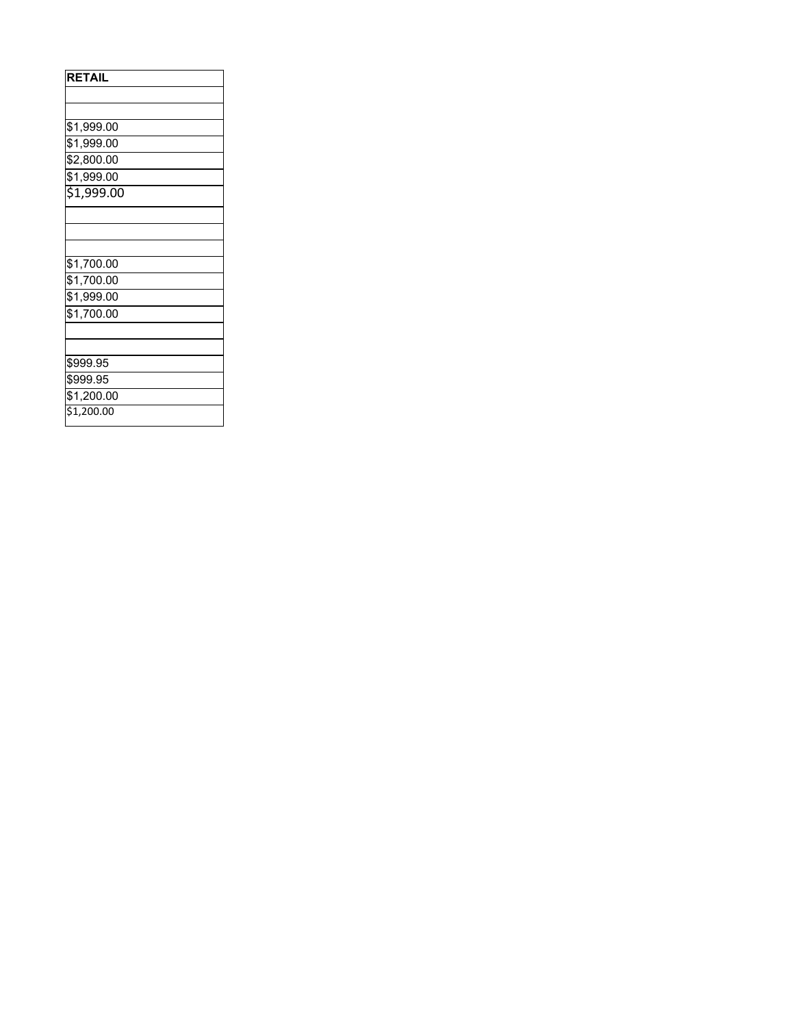| RETAIL |
|---|
| |
| |
| $1,999.00 |
| $1,999.00 |
| $2,800.00 |
| $1,999.00 |
| $1,999.00 |
| |
| |
| |
| $1,700.00 |
| $1,700.00 |
| $1,999.00 |
| $1,700.00 |
| |
| |
| $999.95 |
| $999.95 |
| $1,200.00 |
| $1,200.00 |